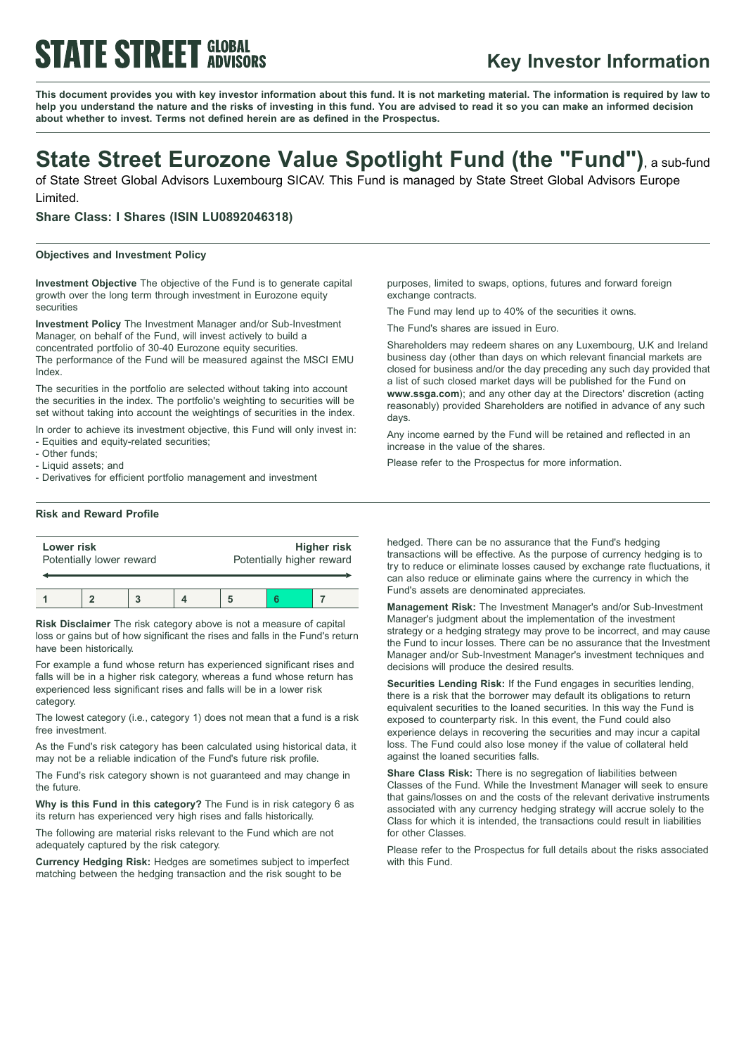# STATE STREET GLOBAL ADVISORS

## Key Investor Information

**This document provides you with key investor information about this fund. It is not marketing material. The information is required by law to help you understand the nature and the risks of investing in this fund. You are advised to read it so you can make an informed decision about whether to invest. Terms not defined herein are as defined in the Prospectus.**

# State Street Eurozone Value Spotlight Fund (the "Fund"), a sub-fund of State Street Global Advisors Luxembourg SICAV. This Fund is managed by State Street Global Advisors Europe Limited.

### Share Class: I Shares (ISIN LU0892046318)

#### Objectives and Investment Policy

**Investment Objective** The objective of the Fund is to generate capital growth over the long term through investment in Eurozone equity securities

**Investment Policy** The Investment Manager and/or Sub-Investment Manager, on behalf of the Fund, will invest actively to build a concentrated portfolio of 30-40 Eurozone equity securities.
The performance of the Fund will be measured against the MSCI EMU Index.

The securities in the portfolio are selected without taking into account the securities in the index. The portfolio's weighting to securities will be set without taking into account the weightings of securities in the index.

In order to achieve its investment objective, this Fund will only invest in:
- Equities and equity-related securities;
- Other funds;
- Liquid assets; and
- Derivatives for efficient portfolio management and investment purposes, limited to swaps, options, futures and forward foreign exchange contracts.

The Fund may lend up to 40% of the securities it owns.

The Fund's shares are issued in Euro.

Shareholders may redeem shares on any Luxembourg, U.K and Ireland business day (other than days on which relevant financial markets are closed for business and/or the day preceding any such day provided that a list of such closed market days will be published for the Fund on **www.ssga.com**); and any other day at the Directors' discretion (acting reasonably) provided Shareholders are notified in advance of any such days.

Any income earned by the Fund will be retained and reflected in an increase in the value of the shares.

Please refer to the Prospectus for more information.

#### Risk and Reward Profile

| **Lower risk** Potentially lower reward | | | | | | **Higher risk** Potentially higher reward |
|---|---|---|---|---|---|---|
| 1 | 2 | 3 | 4 | 5 | **6** | 7 |

**Risk Disclaimer** The risk category above is not a measure of capital loss or gains but of how significant the rises and falls in the Fund's return have been historically.

For example a fund whose return has experienced significant rises and falls will be in a higher risk category, whereas a fund whose return has experienced less significant rises and falls will be in a lower risk category.

The lowest category (i.e., category 1) does not mean that a fund is a risk free investment.

As the Fund's risk category has been calculated using historical data, it may not be a reliable indication of the Fund's future risk profile.

The Fund's risk category shown is not guaranteed and may change in the future.

**Why is this Fund in this category?** The Fund is in risk category 6 as its return has experienced very high rises and falls historically.

The following are material risks relevant to the Fund which are not adequately captured by the risk category.

**Currency Hedging Risk:** Hedges are sometimes subject to imperfect matching between the hedging transaction and the risk sought to be hedged. There can be no assurance that the Fund's hedging transactions will be effective. As the purpose of currency hedging is to try to reduce or eliminate losses caused by exchange rate fluctuations, it can also reduce or eliminate gains where the currency in which the Fund's assets are denominated appreciates.

**Management Risk:** The Investment Manager's and/or Sub-Investment Manager's judgment about the implementation of the investment strategy or a hedging strategy may prove to be incorrect, and may cause the Fund to incur losses. There can be no assurance that the Investment Manager and/or Sub-Investment Manager's investment techniques and decisions will produce the desired results.

**Securities Lending Risk:** If the Fund engages in securities lending, there is a risk that the borrower may default its obligations to return equivalent securities to the loaned securities. In this way the Fund is exposed to counterparty risk. In this event, the Fund could also experience delays in recovering the securities and may incur a capital loss. The Fund could also lose money if the value of collateral held against the loaned securities falls.

**Share Class Risk:** There is no segregation of liabilities between Classes of the Fund. While the Investment Manager will seek to ensure that gains/losses on and the costs of the relevant derivative instruments associated with any currency hedging strategy will accrue solely to the Class for which it is intended, the transactions could result in liabilities for other Classes.

Please refer to the Prospectus for full details about the risks associated with this Fund.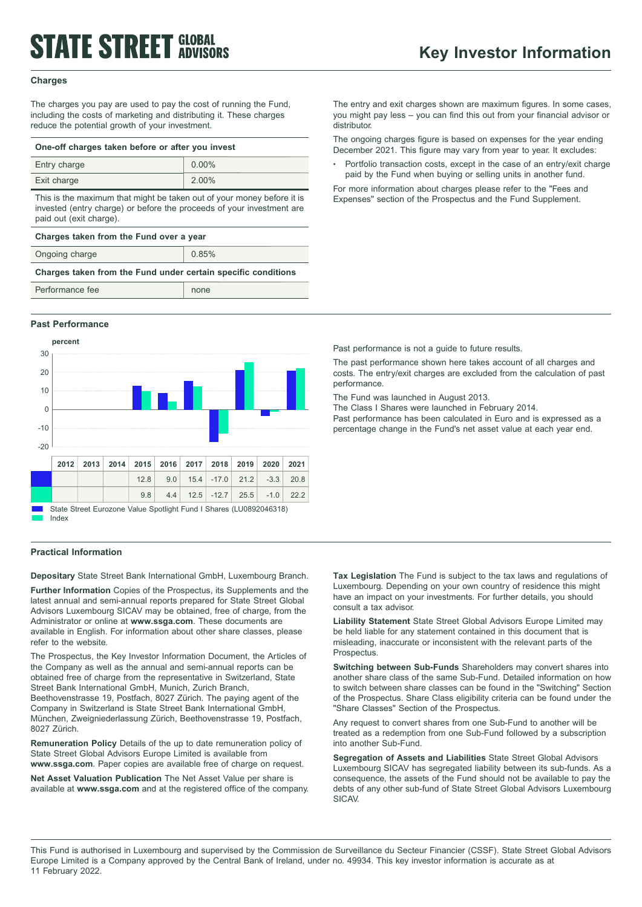## Charges

The charges you pay are used to pay the cost of running the Fund, including the costs of marketing and distributing it. These charges reduce the potential growth of your investment.

| One-off charges taken before or after you invest | |
|---|---|
| Entry charge | 0.00% |
| Exit charge | 2.00% |

This is the maximum that might be taken out of your money before it is invested (entry charge) or before the proceeds of your investment are paid out (exit charge).

| Charges taken from the Fund over a year | |
|---|---|
| Ongoing charge | 0.85% |

| Charges taken from the Fund under certain specific conditions | |
|---|---|
| Performance fee | none |

The entry and exit charges shown are maximum figures. In some cases, you might pay less – you can find this out from your financial advisor or distributor.

The ongoing charges figure is based on expenses for the year ending December 2021. This figure may vary from year to year. It excludes:

- Portfolio transaction costs, except in the case of an entry/exit charge paid by the Fund when buying or selling units in another fund.

For more information about charges please refer to the "Fees and Expenses" section of the Prospectus and the Fund Supplement.

## Past Performance

percent

30
20
10
0
-10
-20

| | 2012 | 2013 | 2014 | 2015 | 2016 | 2017 | 2018 | 2019 | 2020 | 2021 |
|---|---|---|---|---|---|---|---|---|---|---|
| State Street Eurozone Value Spotlight Fund I Shares (LU0892046318) | | | | 12.8 | 9.0 | 15.4 | -17.0 | 21.2 | -3.3 | 20.8 |
| Index | | | | 9.8 | 4.4 | 12.5 | -12.7 | 25.5 | -1.0 | 22.2 |

Past performance is not a guide to future results.

The past performance shown here takes account of all charges and costs. The entry/exit charges are excluded from the calculation of past performance.

The Fund was launched in August 2013.
The Class I Shares were launched in February 2014.
Past performance has been calculated in Euro and is expressed as a percentage change in the Fund's net asset value at each year end.

## Practical Information

**Depositary** State Street Bank International GmbH, Luxembourg Branch.

**Further Information** Copies of the Prospectus, its Supplements and the latest annual and semi-annual reports prepared for State Street Global Advisors Luxembourg SICAV may be obtained, free of charge, from the Administrator or online at **www.ssga.com**. These documents are available in English. For information about other share classes, please refer to the website.

The Prospectus, the Key Investor Information Document, the Articles of the Company as well as the annual and semi-annual reports can be obtained free of charge from the representative in Switzerland, State Street Bank International GmbH, Munich, Zurich Branch, Beethovenstrasse 19, Postfach, 8027 Zürich. The paying agent of the Company in Switzerland is State Street Bank International GmbH, München, Zweigniederlassung Zürich, Beethovenstrasse 19, Postfach, 8027 Zürich.

**Remuneration Policy** Details of the up to date remuneration policy of State Street Global Advisors Europe Limited is available from **www.ssga.com**. Paper copies are available free of charge on request.

**Net Asset Valuation Publication** The Net Asset Value per share is available at **www.ssga.com** and at the registered office of the company.

**Tax Legislation** The Fund is subject to the tax laws and regulations of Luxembourg. Depending on your own country of residence this might have an impact on your investments. For further details, you should consult a tax advisor.

**Liability Statement** State Street Global Advisors Europe Limited may be held liable for any statement contained in this document that is misleading, inaccurate or inconsistent with the relevant parts of the Prospectus.

**Switching between Sub-Funds** Shareholders may convert shares into another share class of the same Sub-Fund. Detailed information on how to switch between share classes can be found in the "Switching" Section of the Prospectus. Share Class eligibility criteria can be found under the "Share Classes" Section of the Prospectus.

Any request to convert shares from one Sub-Fund to another will be treated as a redemption from one Sub-Fund followed by a subscription into another Sub-Fund.

**Segregation of Assets and Liabilities** State Street Global Advisors Luxembourg SICAV has segregated liability between its sub-funds. As a consequence, the assets of the Fund should not be available to pay the debts of any other sub-fund of State Street Global Advisors Luxembourg SICAV.

This Fund is authorised in Luxembourg and supervised by the Commission de Surveillance du Secteur Financier (CSSF). State Street Global Advisors Europe Limited is a Company approved by the Central Bank of Ireland, under no. 49934. This key investor information is accurate as at 11 February 2022.